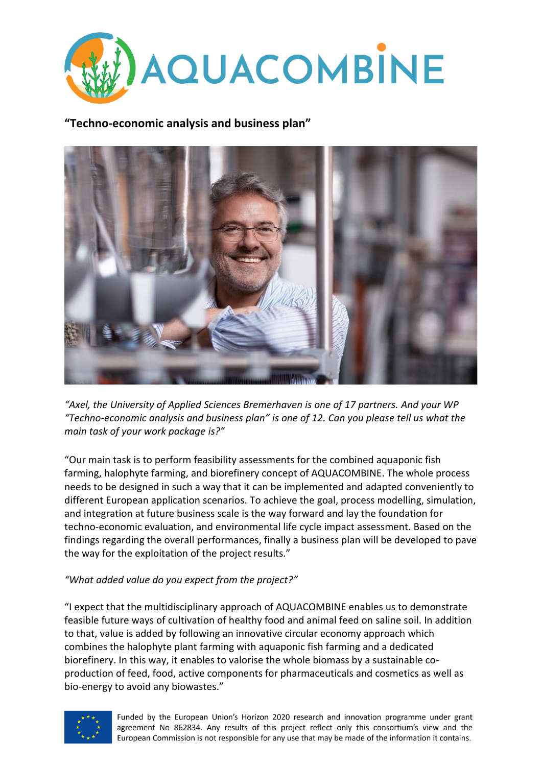# AQUACOMBINE

**"Techno-economic analysis and business plan"**

*"Axel, the University of Applied Sciences Bremerhaven is one of 17 partners. And your WP "Techno-economic analysis and business plan" is one of 12. Can you please tell us what the main task of your work package is?"*

"Our main task is to perform feasibility assessments for the combined aquaponic fish farming, halophyte farming, and biorefinery concept of AQUACOMBINE. The whole process needs to be designed in such a way that it can be implemented and adapted conveniently to different European application scenarios. To achieve the goal, process modelling, simulation, and integration at future business scale is the way forward and lay the foundation for techno-economic evaluation, and environmental life cycle impact assessment. Based on the findings regarding the overall performances, finally a business plan will be developed to pave the way for the exploitation of the project results."

*"What added value do you expect from the project?"*

"I expect that the multidisciplinary approach of AQUACOMBINE enables us to demonstrate feasible future ways of cultivation of healthy food and animal feed on saline soil. In addition to that, value is added by following an innovative circular economy approach which combines the halophyte plant farming with aquaponic fish farming and a dedicated biorefinery. In this way, it enables to valorise the whole biomass by a sustainable co-production of feed, food, active components for pharmaceuticals and cosmetics as well as bio-energy to avoid any biowastes."

Funded by the European Union's Horizon 2020 research and innovation programme under grant agreement No 862834. Any results of this project reflect only this consortium's view and the European Commission is not responsible for any use that may be made of the information it contains.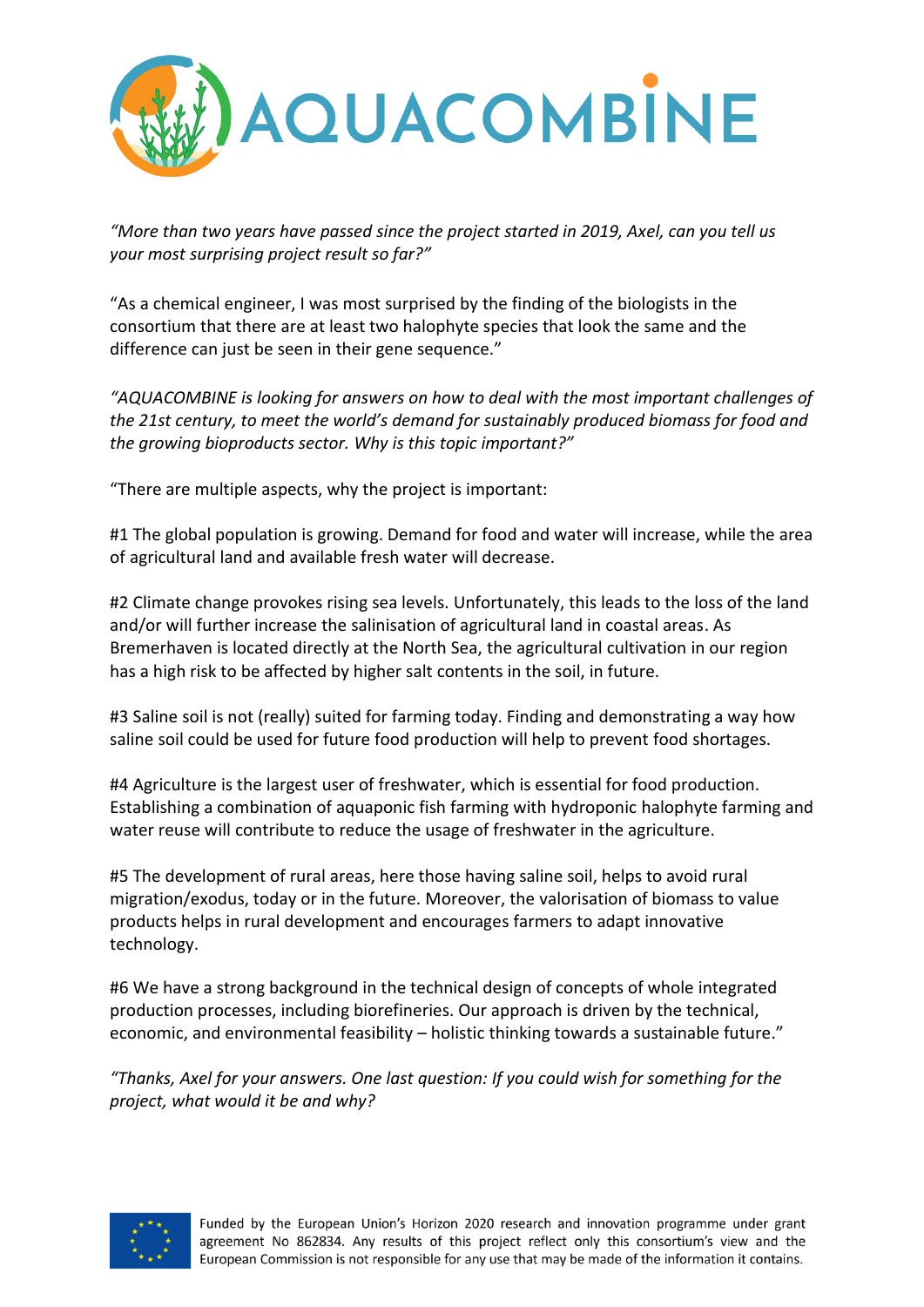*"More than two years have passed since the project started in 2019, Axel, can you tell us your most surprising project result so far?"*

"As a chemical engineer, I was most surprised by the finding of the biologists in the consortium that there are at least two halophyte species that look the same and the difference can just be seen in their gene sequence."

*"AQUACOMBINE is looking for answers on how to deal with the most important challenges of the 21st century, to meet the world's demand for sustainably produced biomass for food and the growing bioproducts sector. Why is this topic important?"*

"There are multiple aspects, why the project is important:

#1 The global population is growing. Demand for food and water will increase, while the area of agricultural land and available fresh water will decrease.

#2 Climate change provokes rising sea levels. Unfortunately, this leads to the loss of the land and/or will further increase the salinisation of agricultural land in coastal areas. As Bremerhaven is located directly at the North Sea, the agricultural cultivation in our region has a high risk to be affected by higher salt contents in the soil, in future.

#3 Saline soil is not (really) suited for farming today. Finding and demonstrating a way how saline soil could be used for future food production will help to prevent food shortages.

#4 Agriculture is the largest user of freshwater, which is essential for food production. Establishing a combination of aquaponic fish farming with hydroponic halophyte farming and water reuse will contribute to reduce the usage of freshwater in the agriculture.

#5 The development of rural areas, here those having saline soil, helps to avoid rural migration/exodus, today or in the future. Moreover, the valorisation of biomass to value products helps in rural development and encourages farmers to adapt innovative technology.

#6 We have a strong background in the technical design of concepts of whole integrated production processes, including biorefineries. Our approach is driven by the technical, economic, and environmental feasibility – holistic thinking towards a sustainable future."

*"Thanks, Axel for your answers. One last question: If you could wish for something for the project, what would it be and why?*

Funded by the European Union's Horizon 2020 research and innovation programme under grant agreement No 862834. Any results of this project reflect only this consortium's view and the European Commission is not responsible for any use that may be made of the information it contains.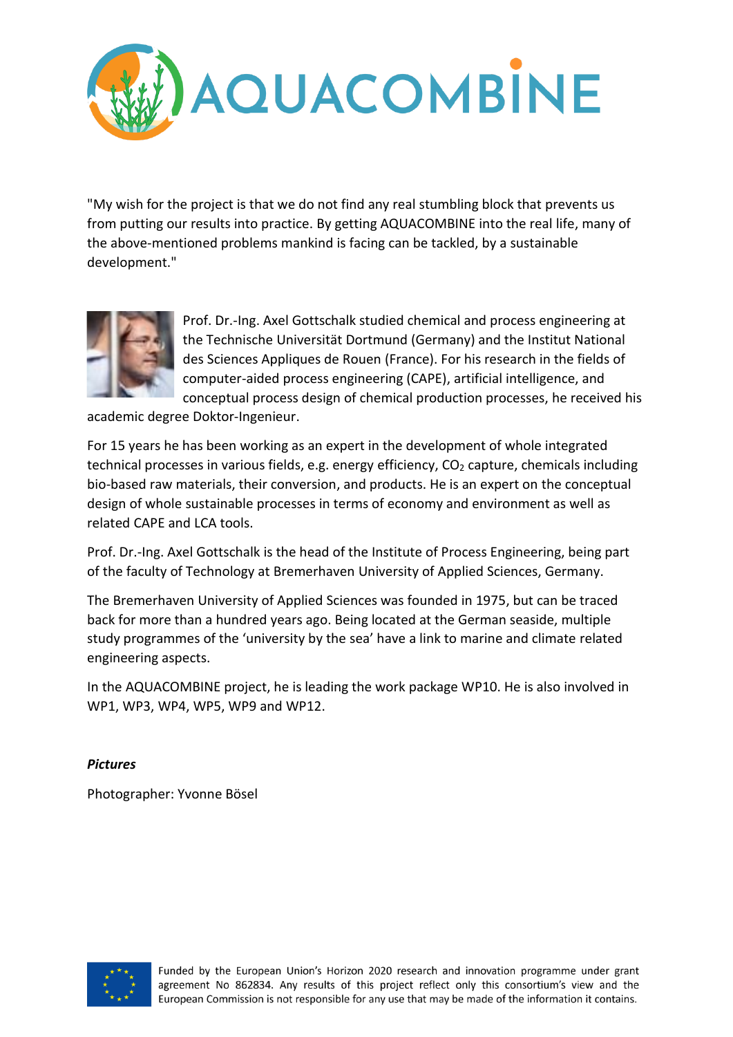"My wish for the project is that we do not find any real stumbling block that prevents us from putting our results into practice. By getting AQUACOMBINE into the real life, many of the above-mentioned problems mankind is facing can be tackled, by a sustainable development."

Prof. Dr.-Ing. Axel Gottschalk studied chemical and process engineering at the Technische Universität Dortmund (Germany) and the Institut National des Sciences Appliques de Rouen (France). For his research in the fields of computer-aided process engineering (CAPE), artificial intelligence, and conceptual process design of chemical production processes, he received his academic degree Doktor-Ingenieur.

For 15 years he has been working as an expert in the development of whole integrated technical processes in various fields, e.g. energy efficiency, $CO_2$ capture, chemicals including bio-based raw materials, their conversion, and products. He is an expert on the conceptual design of whole sustainable processes in terms of economy and environment as well as related CAPE and LCA tools.

Prof. Dr.-Ing. Axel Gottschalk is the head of the Institute of Process Engineering, being part of the faculty of Technology at Bremerhaven University of Applied Sciences, Germany.

The Bremerhaven University of Applied Sciences was founded in 1975, but can be traced back for more than a hundred years ago. Being located at the German seaside, multiple study programmes of the 'university by the sea' have a link to marine and climate related engineering aspects.

In the AQUACOMBINE project, he is leading the work package WP10. He is also involved in WP1, WP3, WP4, WP5, WP9 and WP12.

***Pictures***

Photographer: Yvonne Bösel

Funded by the European Union's Horizon 2020 research and innovation programme under grant agreement No 862834. Any results of this project reflect only this consortium's view and the European Commission is not responsible for any use that may be made of the information it contains.